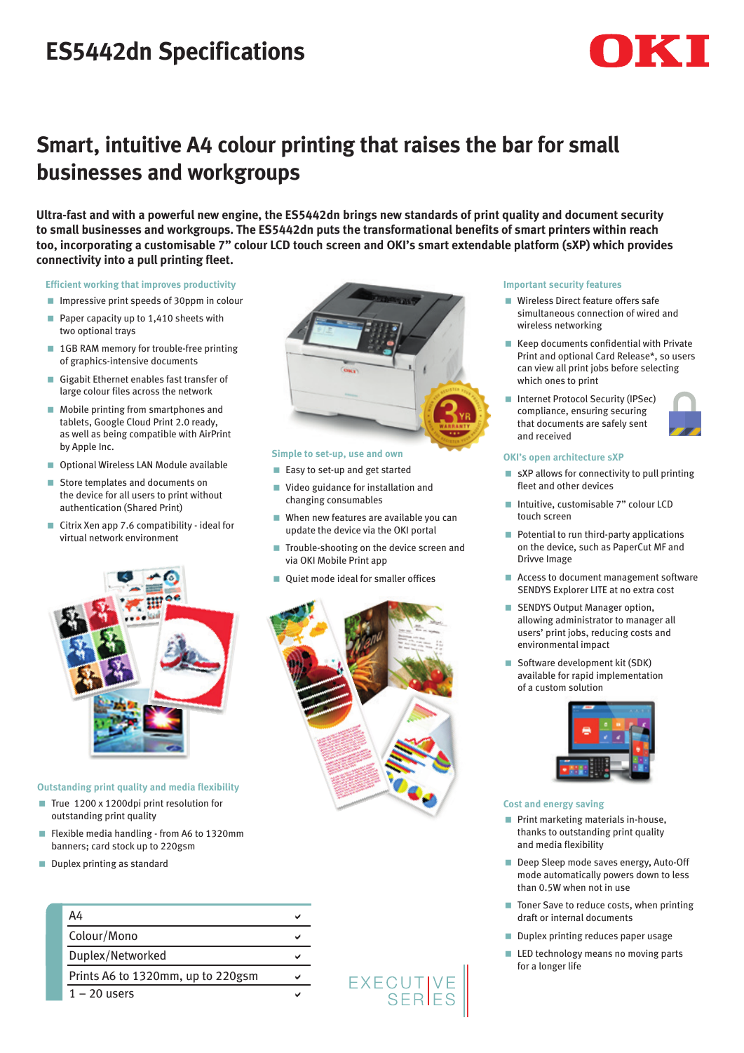# ES5442dn Specifications

OKI

## Smart, intuitive A4 colour printing that raises the bar for small businesses and workgroups

**Ultra-fast and with a powerful new engine, the ES5442dn brings new standards of print quality and document security to small businesses and workgroups. The ES5442dn puts the transformational benefits of smart printers within reach too, incorporating a customisable 7" colour LCD touch screen and OKI's smart extendable platform (sXP) which provides connectivity into a pull printing fleet.**

### Efficient working that improves productivity

- Impressive print speeds of 30ppm in colour
- Paper capacity up to 1,410 sheets with two optional trays
- 1GB RAM memory for trouble-free printing of graphics-intensive documents
- Gigabit Ethernet enables fast transfer of large colour files across the network
- Mobile printing from smartphones and tablets, Google Cloud Print 2.0 ready, as well as being compatible with AirPrint by Apple Inc.
- Optional Wireless LAN Module available
- Store templates and documents on the device for all users to print without authentication (Shared Print)
- Citrix Xen app 7.6 compatibility - ideal for virtual network environment

### Outstanding print quality and media flexibility

- True 1200 x 1200dpi print resolution for outstanding print quality
- Flexible media handling - from A6 to 1320mm banners; card stock up to 220gsm
- Duplex printing as standard

| | |
|---|---|
| A4 | ✔ |
| Colour/Mono | ✔ |
| Duplex/Networked | ✔ |
| Prints A6 to 1320mm, up to 220gsm | ✔ |
| 1 – 20 users | ✔ |

### Simple to set-up, use and own

- Easy to set-up and get started
- Video guidance for installation and changing consumables
- When new features are available you can update the device via the OKI portal
- Trouble-shooting on the device screen and via OKI Mobile Print app
- Quiet mode ideal for smaller offices

EXECUTIVE SERIES

### Important security features

- Wireless Direct feature offers safe simultaneous connection of wired and wireless networking
- Keep documents confidential with Private Print and optional Card Release*, so users can view all print jobs before selecting which ones to print
- Internet Protocol Security (IPSec) compliance, ensuring securing that documents are safely sent and received

### OKI's open architecture sXP

- sXP allows for connectivity to pull printing fleet and other devices
- Intuitive, customisable 7" colour LCD touch screen
- Potential to run third-party applications on the device, such as PaperCut MF and Drivve Image
- Access to document management software SENDYS Explorer LITE at no extra cost
- SENDYS Output Manager option, allowing administrator to manager all users' print jobs, reducing costs and environmental impact
- Software development kit (SDK) available for rapid implementation of a custom solution

### Cost and energy saving

- Print marketing materials in-house, thanks to outstanding print quality and media flexibility
- Deep Sleep mode saves energy, Auto-Off mode automatically powers down to less than 0.5W when not in use
- Toner Save to reduce costs, when printing draft or internal documents
- Duplex printing reduces paper usage
- LED technology means no moving parts for a longer life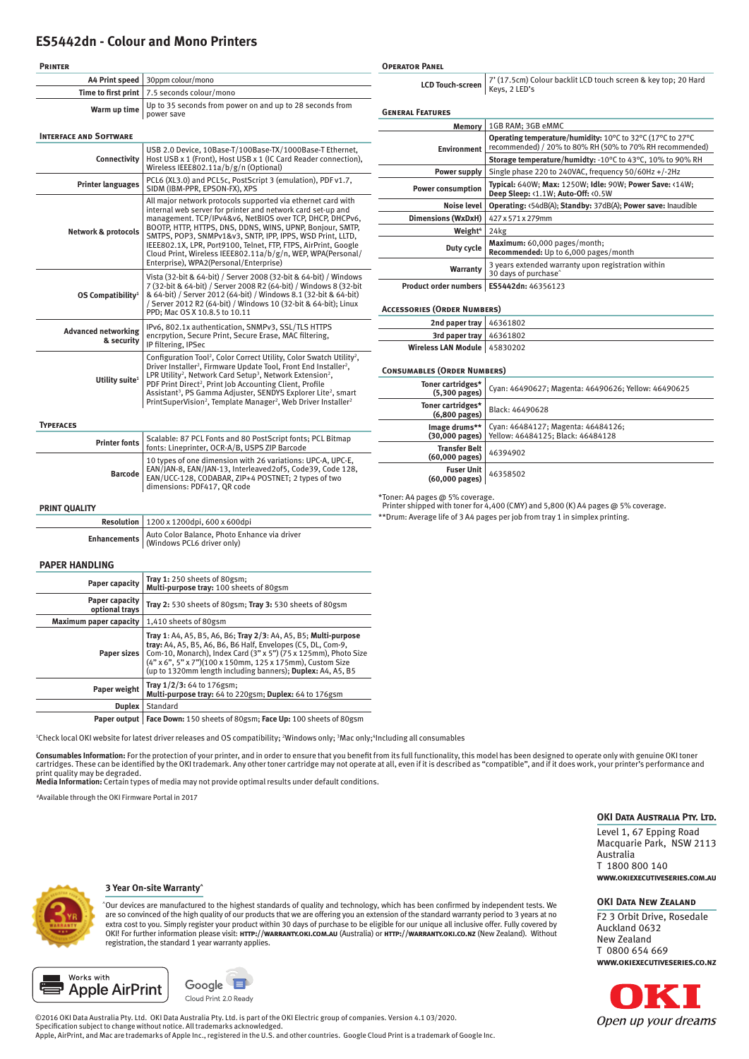# ES5442dn - Colour and Mono Printers

## Printer

| | |
|---|---|
| **A4 Print speed** | 30ppm colour/mono |
| **Time to first print** | 7.5 seconds colour/mono |
| **Warm up time** | Up to 35 seconds from power on and up to 28 seconds from power save |

## Interface and Software

| | |
|---|---|
| **Connectivity** | USB 2.0 Device, 10Base-T/100Base-TX/1000Base-T Ethernet, Host USB x 1 (Front), Host USB x 1 (IC Card Reader connection), Wireless IEEE802.11a/b/g/n (Optional) |
| **Printer languages** | PCL6 (XL3.0) and PCL5c, PostScript 3 (emulation), PDF v1.7, SIDM (IBM-PPR, EPSON-FX), XPS |
| **Network & protocols** | All major network protocols supported via ethernet card with internal web server for printer and network card set-up and management. TCP/IPv4&v6, NetBIOS over TCP, DHCP, DHCPv6, BOOTP, HTTP, HTTPS, DNS, DDNS, WINS, UPNP, Bonjour, SMTP, SMTPS, POP3, SNMPv1&v3, SNTP, IPP, IPPS, WSD Print, LLTD, IEEE802.1X, LPR, Port9100, Telnet, FTP, FTPS, AirPrint, Google Cloud Print, Wireless IEEE802.11a/b/g/n, WEP, WPA(Personal/ Enterprise), WPA2(Personal/Enterprise) |
| **OS Compatibility[1]** | Vista (32-bit & 64-bit) / Server 2008 (32-bit & 64-bit) / Windows 7 (32-bit & 64-bit) / Server 2008 R2 (64-bit) / Windows 8 (32-bit & 64-bit) / Server 2012 (64-bit) / Windows 8.1 (32-bit & 64-bit) / Server 2012 R2 (64-bit) / Windows 10 (32-bit & 64-bit); Linux PPD; Mac OS X 10.8.5 to 10.11 |
| **Advanced networking & security** | IPv6, 802.1x authentication, SNMPv3, SSL/TLS HTTPS encrpytion, Secure Print, Secure Erase, MAC filtering, IP filtering, IPSec |
| **Utility suite[1]** | Configuration Tool[2], Color Correct Utility, Color Swatch Utility[2], Driver Installer[2], Firmware Update Tool, Front End Installer[2], LPR Utility[2], Network Card Setup[3], Network Extension[2], PDF Print Direct[2], Print Job Accounting Client, Profile Assistant[3], PS Gamma Adjuster, SENDYS Explorer Lite[2], smart PrintSuperVision[2], Template Manager[2], Web Driver Installer[2] |

## Typefaces

| | |
|---|---|
| **Printer fonts** | Scalable: 87 PCL Fonts and 80 PostScript fonts; PCL Bitmap fonts: Lineprinter, OCR-A/B, USPS ZIP Barcode |
| **Barcode** | 10 types of one dimension with 26 variations: UPC-A, UPC-E, EAN/JAN-8, EAN/JAN-13, Interleaved2of5, Code39, Code 128, EAN/UCC-128, CODABAR, ZIP+4 POSTNET; 2 types of two dimensions: PDF417, QR code |

## Print Quality

| | |
|---|---|
| **Resolution** | 1200 x 1200dpi, 600 x 600dpi |
| **Enhancements** | Auto Color Balance, Photo Enhance via driver (Windows PCL6 driver only) |

## Paper Handling

| | |
|---|---|
| **Paper capacity** | **Tray 1:** 250 sheets of 80gsm; **Multi-purpose tray:** 100 sheets of 80gsm |
| **Paper capacity optional trays** | **Tray 2:** 530 sheets of 80gsm; **Tray 3:** 530 sheets of 80gsm |
| **Maximum paper capacity** | 1,410 sheets of 80gsm |
| **Paper sizes** | **Tray 1**: A4, A5, B5, A6, B6; **Tray 2/3**: A4, A5, B5; **Multi-purpose tray:** A4, A5, B5, A6, B6, B6 Half, Envelopes (C5, DL, Com-9, Com-10, Monarch), Index Card (3" x 5") (75 x 125mm), Photo Size (4" x 6", 5" x 7")(100 x 150mm, 125 x 175mm), Custom Size (up to 1320mm length including banners); **Duplex:** A4, A5, B5 |
| **Paper weight** | **Tray 1/2/3:** 64 to 176gsm; **Multi-purpose tray:** 64 to 220gsm; **Duplex:** 64 to 176gsm |
| **Duplex** | Standard |
| **Paper output** | **Face Down:** 150 sheets of 80gsm; **Face Up:** 100 sheets of 80gsm |

## Operator Panel

| | |
|---|---|
| **LCD Touch-screen** | 7" (17.5cm) Colour backlit LCD touch screen & key top; 20 Hard Keys, 2 LED's |

## General Features

| | |
|---|---|
| **Memory** | 1GB RAM; 3GB eMMC |
| **Environment** | **Operating temperature/humidity:** 10°C to 32°C (17°C to 27°C recommended) / 20% to 80% RH (50% to 70% RH recommended) |
| | **Storage temperature/humidty:** -10°C to 43°C, 10% to 90% RH |
| **Power supply** | Single phase 220 to 240VAC, frequency 50/60Hz +/-2Hz |
| **Power consumption** | **Typical:** 640W; **Max:** 1250W; **Idle:** 90W; **Power Save:** <14W; **Deep Sleep:** <1.1W; **Auto-Off:** <0.5W |
| **Noise level** | **Operating:** <54dB(A); **Standby:** 37dB(A); **Power save:** Inaudible |
| **Dimensions (WxDxH)** | 427 x 571 x 279mm |
| **Weight[4]** | 24kg |
| **Duty cycle** | **Maximum:** 60,000 pages/month; **Recommended:** Up to 6,000 pages/month |
| **Warranty** | 3 years extended warranty upon registration within 30 days of purchase^ |
| **Product order numbers** | **ES5442dn:** 46356123 |

## Accessories (Order Numbers)

| | |
|---|---|
| **2nd paper tray** | 46361802 |
| **3rd paper tray** | 46361802 |
| **Wireless LAN Module** | 45830202 |

## Consumables (Order Numbers)

| | |
|---|---|
| **Toner cartridges* (5,300 pages)** | Cyan: 46490627; Magenta: 46490626; Yellow: 46490625 |
| **Toner cartridges* (6,800 pages)** | Black: 46490628 |
| **Image drums** (30,000 pages)** | Cyan: 46484127; Magenta: 46484126; Yellow: 46484128; Black: 46484128 |
| **Transfer Belt (60,000 pages)** | 46394902 |
| **Fuser Unit (60,000 pages)** | 46358502 |

*Toner: A4 pages @ 5% coverage.
Printer shipped with toner for 4,400 (CMY) and 5,800 (K) A4 pages @ 5% coverage.
**Drum: Average life of 3 A4 pages per job from tray 1 in simplex printing.

[1]Check local OKI website for latest driver releases and OS compatibility; [2]Windows only; [3]Mac only;[4]Including all consumables

**Consumables Information:** For the protection of your printer, and in order to ensure that you benefit from its full functionality, this model has been designed to operate only with genuine OKI toner cartridges. These can be identified by the OKI trademark. Any other toner cartridge may not operate at all, even if it is described as "compatible", and if it does work, your printer's performance and print quality may be degraded.
**Media Information:** Certain types of media may not provide optimal results under default conditions.

#Available through the OKI Firmware Portal in 2017

### 3 Year On-site Warranty^

^Our devices are manufactured to the highest standards of quality and technology, which has been confirmed by independent tests. We are so convinced of the high quality of our products that we are offering you an extension of the standard warranty period to 3 years at no extra cost to you. Simply register your product within 30 days of purchase to be eligible for our unique all inclusive offer. Fully covered by OKI! For further information please visit: **HTTP://WARRANTY.OKI.COM.AU** (Australia) or **HTTP://WARRANTY.OKI.CO.NZ** (New Zealand). Without registration, the standard 1 year warranty applies.

Works with Apple AirPrint

Google Cloud Print 2.0 Ready

**OKI Data Australia Pty. Ltd.**
Level 1, 67 Epping Road
Macquarie Park, NSW 2113
Australia
T 1800 800 140
**WWW.OKIEXECUTIVESERIES.COM.AU**

**OKI Data New Zealand**
F2 3 Orbit Drive, Rosedale
Auckland 0632
New Zealand
T 0800 654 669
**WWW.OKIEXECUTIVESERIES.CO.NZ**

OKI
*Open up your dreams*

©2016 OKI Data Australia Pty. Ltd. OKI Data Australia Pty. Ltd. is part of the OKI Electric group of companies. Version 4.1 03/2020.
Specification subject to change without notice. All trademarks acknowledged.
Apple, AirPrint, and Mac are trademarks of Apple Inc., registered in the U.S. and other countries. Google Cloud Print is a trademark of Google Inc.